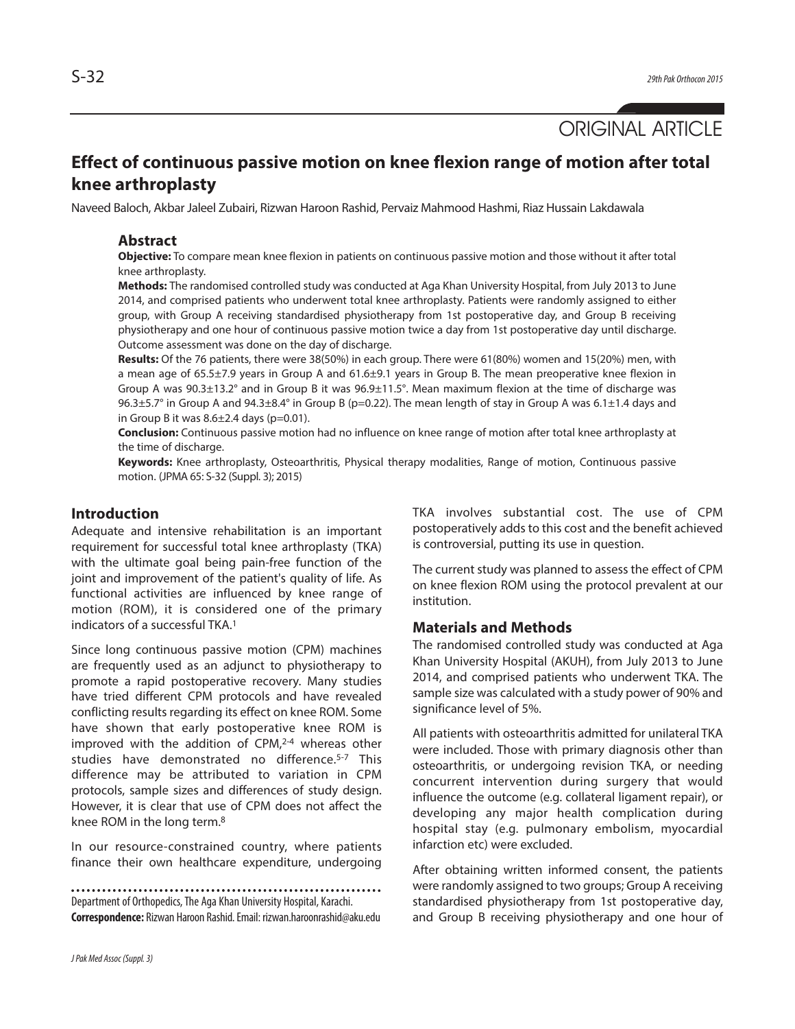ORIGINAL ARTICLE

# Effect of continuous passive motion on knee flexion range of motion after total knee arthroplasty

Naveed Baloch, Akbar Jaleel Zubairi, Rizwan Haroon Rashid, Pervaiz Mahmood Hashmi, Riaz Hussain Lakdawala

## Abstract

**Objective:** To compare mean knee flexion in patients on continuous passive motion and those without it after total knee arthroplasty.

**Methods:** The randomised controlled study was conducted at Aga Khan University Hospital, from July 2013 to June 2014, and comprised patients who underwent total knee arthroplasty. Patients were randomly assigned to either group, with Group A receiving standardised physiotherapy from 1st postoperative day, and Group B receiving physiotherapy and one hour of continuous passive motion twice a day from 1st postoperative day until discharge. Outcome assessment was done on the day of discharge.

**Results:** Of the 76 patients, there were 38(50%) in each group. There were 61(80%) women and 15(20%) men, with a mean age of 65.5±7.9 years in Group A and 61.6±9.1 years in Group B. The mean preoperative knee flexion in Group A was 90.3±13.2° and in Group B it was 96.9±11.5°. Mean maximum flexion at the time of discharge was 96.3±5.7° in Group A and 94.3±8.4° in Group B (p=0.22). The mean length of stay in Group A was 6.1±1.4 days and in Group B it was 8.6±2.4 days (p=0.01).

**Conclusion:** Continuous passive motion had no influence on knee range of motion after total knee arthroplasty at the time of discharge.

**Keywords:** Knee arthroplasty, Osteoarthritis, Physical therapy modalities, Range of motion, Continuous passive motion. (JPMA 65: S-32 (Suppl. 3); 2015)

## Introduction

Adequate and intensive rehabilitation is an important requirement for successful total knee arthroplasty (TKA) with the ultimate goal being pain-free function of the joint and improvement of the patient's quality of life. As functional activities are influenced by knee range of motion (ROM), it is considered one of the primary indicators of a successful TKA.[1]

Since long continuous passive motion (CPM) machines are frequently used as an adjunct to physiotherapy to promote a rapid postoperative recovery. Many studies have tried different CPM protocols and have revealed conflicting results regarding its effect on knee ROM. Some have shown that early postoperative knee ROM is improved with the addition of CPM,[2-4] whereas other studies have demonstrated no difference.[5-7] This difference may be attributed to variation in CPM protocols, sample sizes and differences of study design. However, it is clear that use of CPM does not affect the knee ROM in the long term.[8]

In our resource-constrained country, where patients finance their own healthcare expenditure, undergoing TKA involves substantial cost. The use of CPM postoperatively adds to this cost and the benefit achieved is controversial, putting its use in question.

The current study was planned to assess the effect of CPM on knee flexion ROM using the protocol prevalent at our institution.

## Materials and Methods

The randomised controlled study was conducted at Aga Khan University Hospital (AKUH), from July 2013 to June 2014, and comprised patients who underwent TKA. The sample size was calculated with a study power of 90% and significance level of 5%.

All patients with osteoarthritis admitted for unilateral TKA were included. Those with primary diagnosis other than osteoarthritis, or undergoing revision TKA, or needing concurrent intervention during surgery that would influence the outcome (e.g. collateral ligament repair), or developing any major health complication during hospital stay (e.g. pulmonary embolism, myocardial infarction etc) were excluded.

After obtaining written informed consent, the patients were randomly assigned to two groups; Group A receiving standardised physiotherapy from 1st postoperative day, and Group B receiving physiotherapy and one hour of

Department of Orthopedics, The Aga Khan University Hospital, Karachi.

**Correspondence:** Rizwan Haroon Rashid. Email: rizwan.haroonrashid@aku.edu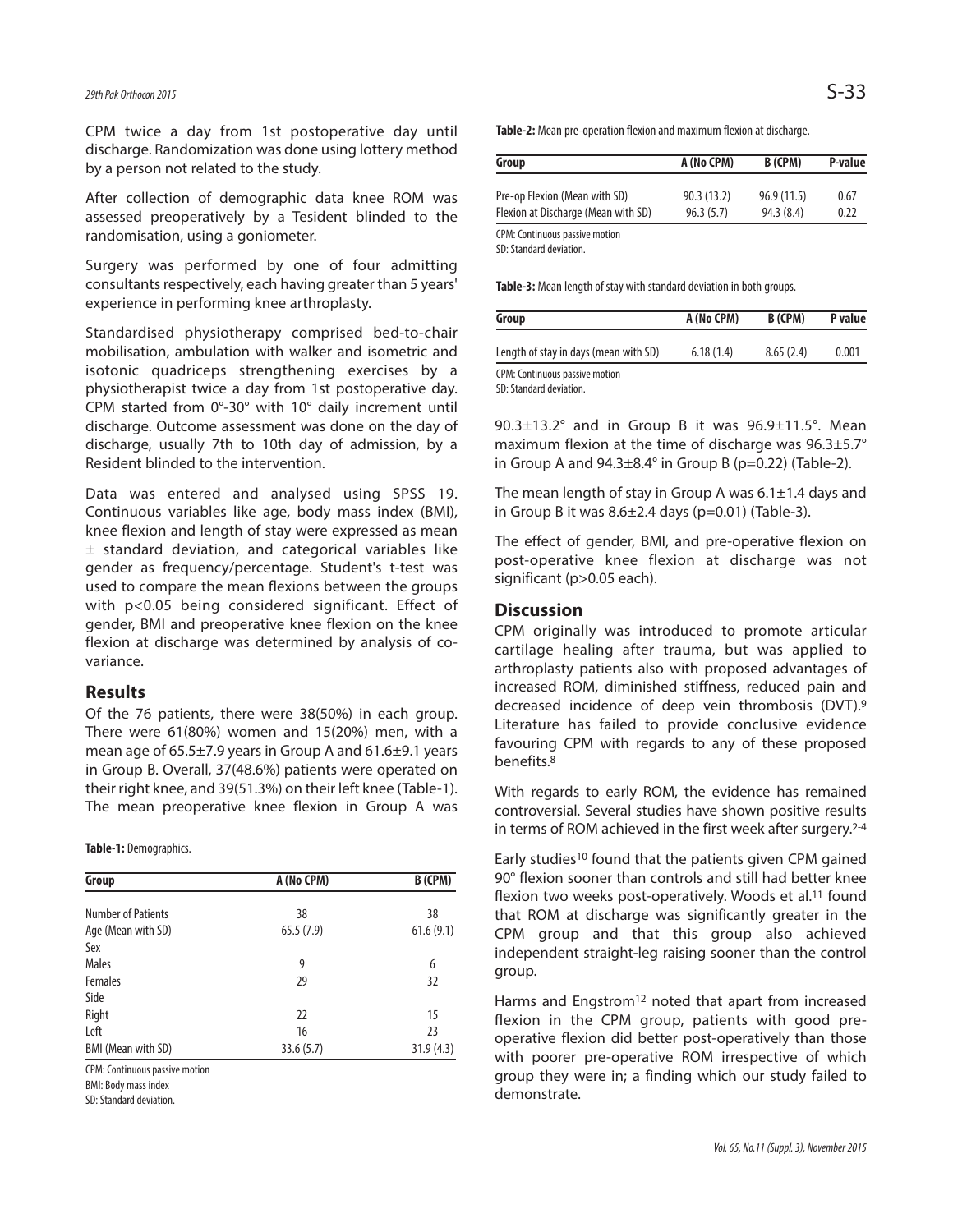CPM twice a day from 1st postoperative day until discharge. Randomization was done using lottery method by a person not related to the study.

After collection of demographic data knee ROM was assessed preoperatively by a Tesident blinded to the randomisation, using a goniometer.

Surgery was performed by one of four admitting consultants respectively, each having greater than 5 years' experience in performing knee arthroplasty.

Standardised physiotherapy comprised bed-to-chair mobilisation, ambulation with walker and isometric and isotonic quadriceps strengthening exercises by a physiotherapist twice a day from 1st postoperative day. CPM started from 0°-30° with 10° daily increment until discharge. Outcome assessment was done on the day of discharge, usually 7th to 10th day of admission, by a Resident blinded to the intervention.

Data was entered and analysed using SPSS 19. Continuous variables like age, body mass index (BMI), knee flexion and length of stay were expressed as mean ± standard deviation, and categorical variables like gender as frequency/percentage. Student's t-test was used to compare the mean flexions between the groups with $p<0.05$ being considered significant. Effect of gender, BMI and preoperative knee flexion on the knee flexion at discharge was determined by analysis of co-variance.

## Results

Of the 76 patients, there were 38(50%) in each group. There were 61(80%) women and 15(20%) men, with a mean age of 65.5±7.9 years in Group A and 61.6±9.1 years in Group B. Overall, 37(48.6%) patients were operated on their right knee, and 39(51.3%) on their left knee (Table-1). The mean preoperative knee flexion in Group A was 90.3±13.2° and in Group B it was 96.9±11.5°. Mean maximum flexion at the time of discharge was 96.3±5.7° in Group A and 94.3±8.4° in Group B ($p=0.22$) (Table-2).

**Table-1:** Demographics.

| Group | A (No CPM) | B (CPM) |
|---|---|---|
| Number of Patients | 38 | 38 |
| Age (Mean with SD) | 65.5 (7.9) | 61.6 (9.1) |
| Sex | | |
| Males | 9 | 6 |
| Females | 29 | 32 |
| Side | | |
| Right | 22 | 15 |
| Left | 16 | 23 |
| BMI (Mean with SD) | 33.6 (5.7) | 31.9 (4.3) |

CPM: Continuous passive motion
BMI: Body mass index
SD: Standard deviation.

**Table-2:** Mean pre-operation flexion and maximum flexion at discharge.

| Group | A (No CPM) | B (CPM) | P-value |
|---|---|---|---|
| Pre-op Flexion (Mean with SD) | 90.3 (13.2) | 96.9 (11.5) | 0.67 |
| Flexion at Discharge (Mean with SD) | 96.3 (5.7) | 94.3 (8.4) | 0.22 |

CPM: Continuous passive motion
SD: Standard deviation.

**Table-3:** Mean length of stay with standard deviation in both groups.

| Group | A (No CPM) | B (CPM) | P value |
|---|---|---|---|
| Length of stay in days (mean with SD) | 6.18 (1.4) | 8.65 (2.4) | 0.001 |

CPM: Continuous passive motion
SD: Standard deviation.

The mean length of stay in Group A was 6.1±1.4 days and in Group B it was 8.6±2.4 days ($p=0.01$) (Table-3).

The effect of gender, BMI, and pre-operative flexion on post-operative knee flexion at discharge was not significant ($p>0.05$ each).

## Discussion

CPM originally was introduced to promote articular cartilage healing after trauma, but was applied to arthroplasty patients also with proposed advantages of increased ROM, diminished stiffness, reduced pain and decreased incidence of deep vein thrombosis (DVT).[9] Literature has failed to provide conclusive evidence favouring CPM with regards to any of these proposed benefits.[8]

With regards to early ROM, the evidence has remained controversial. Several studies have shown positive results in terms of ROM achieved in the first week after surgery.[2-4]

Early studies[10] found that the patients given CPM gained 90° flexion sooner than controls and still had better knee flexion two weeks post-operatively. Woods et al.[11] found that ROM at discharge was significantly greater in the CPM group and that this group also achieved independent straight-leg raising sooner than the control group.

Harms and Engstrom[12] noted that apart from increased flexion in the CPM group, patients with good pre-operative flexion did better post-operatively than those with poorer pre-operative ROM irrespective of which group they were in; a finding which our study failed to demonstrate.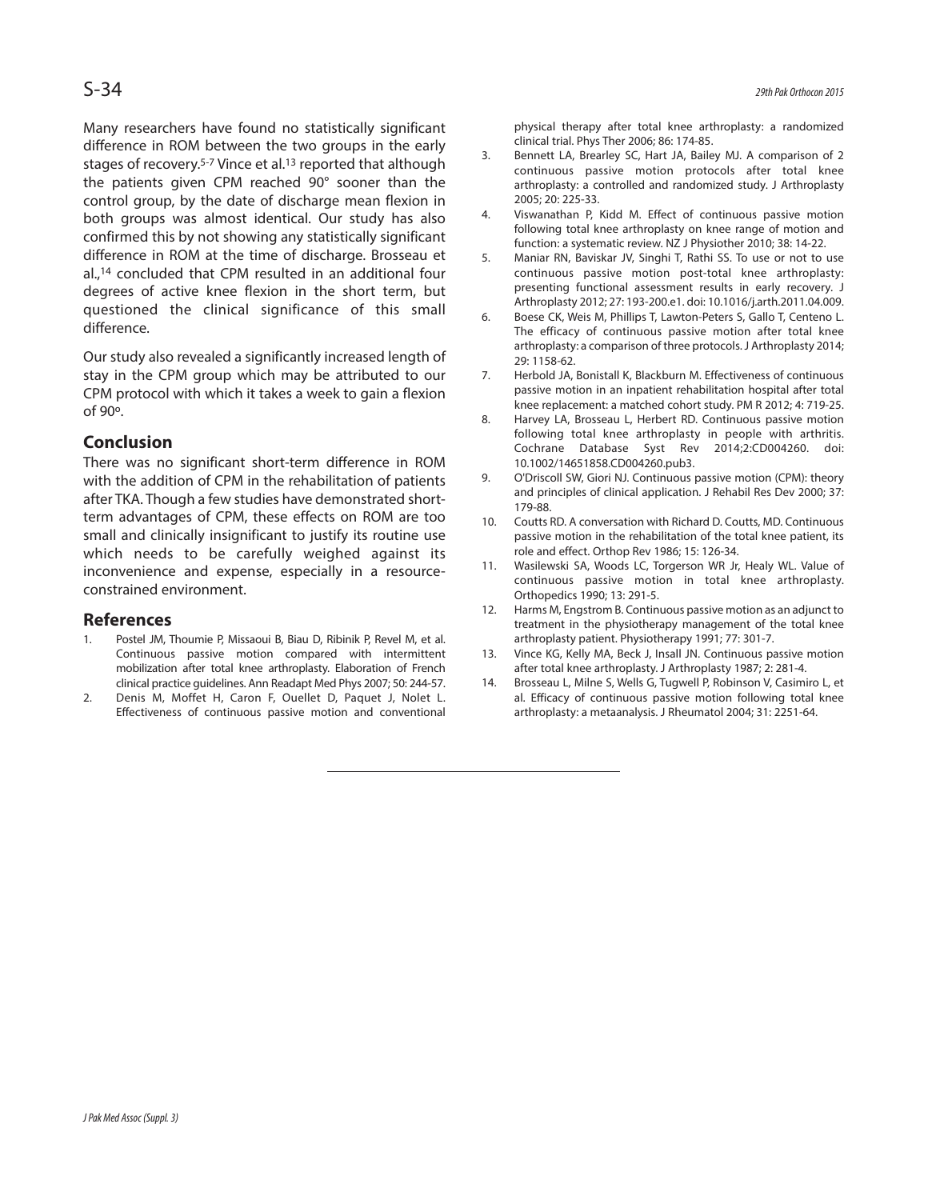Many researchers have found no statistically significant difference in ROM between the two groups in the early stages of recovery.[5-7] Vince et al.[13] reported that although the patients given CPM reached 90° sooner than the control group, by the date of discharge mean flexion in both groups was almost identical. Our study has also confirmed this by not showing any statistically significant difference in ROM at the time of discharge. Brosseau et al.,[14] concluded that CPM resulted in an additional four degrees of active knee flexion in the short term, but questioned the clinical significance of this small difference.

Our study also revealed a significantly increased length of stay in the CPM group which may be attributed to our CPM protocol with which it takes a week to gain a flexion of 90º.

## Conclusion

There was no significant short-term difference in ROM with the addition of CPM in the rehabilitation of patients after TKA. Though a few studies have demonstrated short-term advantages of CPM, these effects on ROM are too small and clinically insignificant to justify its routine use which needs to be carefully weighed against its inconvenience and expense, especially in a resource-constrained environment.

## References

1. Postel JM, Thoumie P, Missaoui B, Biau D, Ribinik P, Revel M, et al. Continuous passive motion compared with intermittent mobilization after total knee arthroplasty. Elaboration of French clinical practice guidelines. Ann Readapt Med Phys 2007; 50: 244-57.
2. Denis M, Moffet H, Caron F, Ouellet D, Paquet J, Nolet L. Effectiveness of continuous passive motion and conventional physical therapy after total knee arthroplasty: a randomized clinical trial. Phys Ther 2006; 86: 174-85.
3. Bennett LA, Brearley SC, Hart JA, Bailey MJ. A comparison of 2 continuous passive motion protocols after total knee arthroplasty: a controlled and randomized study. J Arthroplasty 2005; 20: 225-33.
4. Viswanathan P, Kidd M. Effect of continuous passive motion following total knee arthroplasty on knee range of motion and function: a systematic review. NZ J Physiother 2010; 38: 14-22.
5. Maniar RN, Baviskar JV, Singhi T, Rathi SS. To use or not to use continuous passive motion post-total knee arthroplasty: presenting functional assessment results in early recovery. J Arthroplasty 2012; 27: 193-200.e1. doi: 10.1016/j.arth.2011.04.009.
6. Boese CK, Weis M, Phillips T, Lawton-Peters S, Gallo T, Centeno L. The efficacy of continuous passive motion after total knee arthroplasty: a comparison of three protocols. J Arthroplasty 2014; 29: 1158-62.
7. Herbold JA, Bonistall K, Blackburn M. Effectiveness of continuous passive motion in an inpatient rehabilitation hospital after total knee replacement: a matched cohort study. PM R 2012; 4: 719-25.
8. Harvey LA, Brosseau L, Herbert RD. Continuous passive motion following total knee arthroplasty in people with arthritis. Cochrane Database Syst Rev 2014;2:CD004260. doi: 10.1002/14651858.CD004260.pub3.
9. O'Driscoll SW, Giori NJ. Continuous passive motion (CPM): theory and principles of clinical application. J Rehabil Res Dev 2000; 37: 179-88.
10. Coutts RD. A conversation with Richard D. Coutts, MD. Continuous passive motion in the rehabilitation of the total knee patient, its role and effect. Orthop Rev 1986; 15: 126-34.
11. Wasilewski SA, Woods LC, Torgerson WR Jr, Healy WL. Value of continuous passive motion in total knee arthroplasty. Orthopedics 1990; 13: 291-5.
12. Harms M, Engstrom B. Continuous passive motion as an adjunct to treatment in the physiotherapy management of the total knee arthroplasty patient. Physiotherapy 1991; 77: 301-7.
13. Vince KG, Kelly MA, Beck J, Insall JN. Continuous passive motion after total knee arthroplasty. J Arthroplasty 1987; 2: 281-4.
14. Brosseau L, Milne S, Wells G, Tugwell P, Robinson V, Casimiro L, et al. Efficacy of continuous passive motion following total knee arthroplasty: a metaanalysis. J Rheumatol 2004; 31: 2251-64.